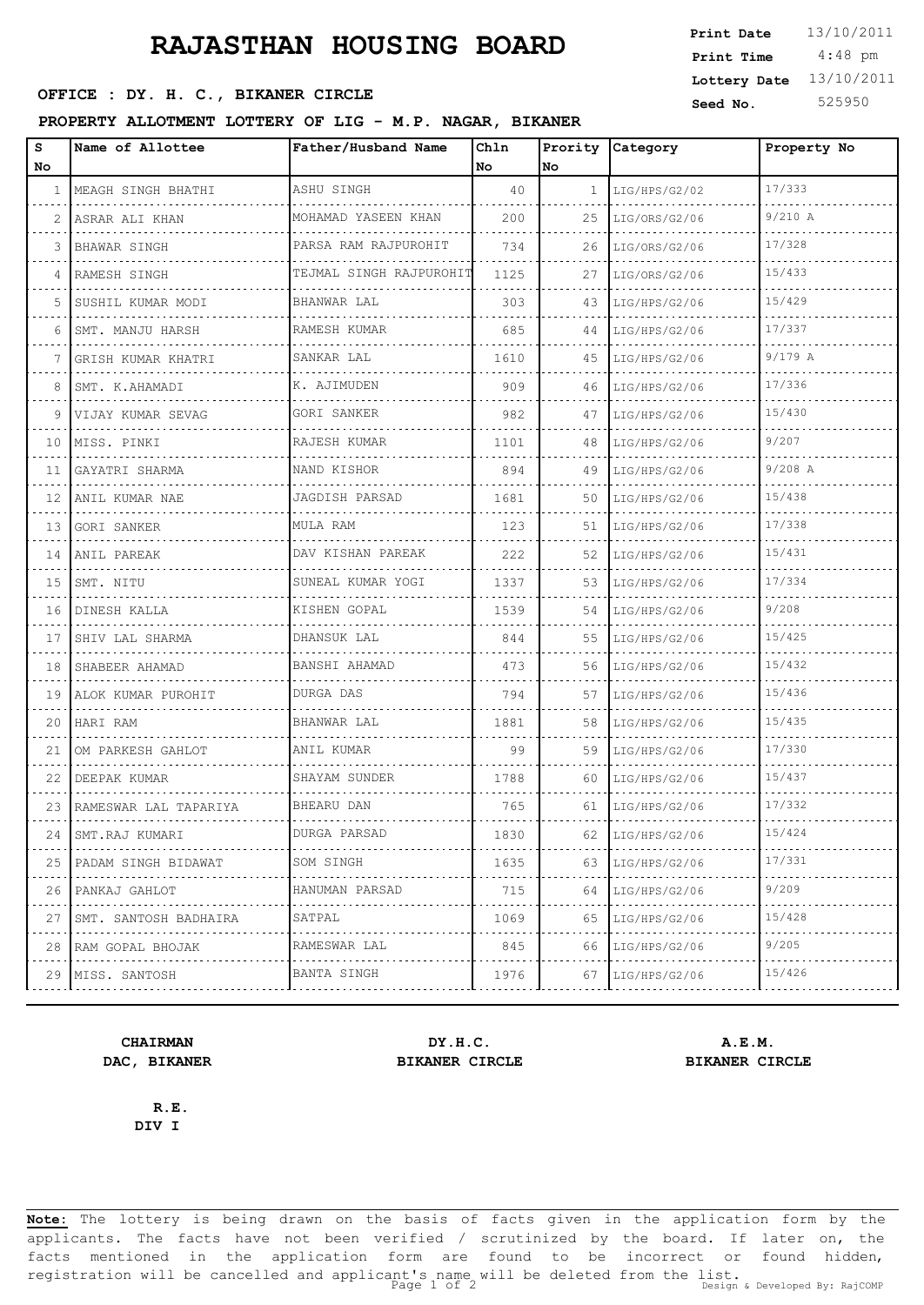# RAJASTHAN HOUSING BOARD

**Print Date** 13/10/2011
**Print Time** 4:48 pm
**Lottery Date** 13/10/2011
**Seed No.** 525950

**OFFICE : DY. H. C., BIKANER CIRCLE**

**PROPERTY ALLOTMENT LOTTERY OF LIG - M.P. NAGAR, BIKANER**

| S No | Name of Allottee | Father/Husband Name | Chln No | Prority No | Category | Property No |
|---|---|---|---|---|---|---|
| 1 | MEAGH SINGH BHATHI | ASHU SINGH | 40 | 1 | LIG/HPS/G2/02 | 17/333 |
| 2 | ASRAR ALI KHAN | MOHAMAD YASEEN KHAN | 200 | 25 | LIG/ORS/G2/06 | 9/210 A |
| 3 | BHAWAR SINGH | PARSA RAM RAJPUROHIT | 734 | 26 | LIG/ORS/G2/06 | 17/328 |
| 4 | RAMESH SINGH | TEJMAL SINGH RAJPUROHIT | 1125 | 27 | LIG/ORS/G2/06 | 15/433 |
| 5 | SUSHIL KUMAR MODI | BHANWAR LAL | 303 | 43 | LIG/HPS/G2/06 | 15/429 |
| 6 | SMT. MANJU HARSH | RAMESH KUMAR | 685 | 44 | LIG/HPS/G2/06 | 17/337 |
| 7 | GRISH KUMAR KHATRI | SANKAR LAL | 1610 | 45 | LIG/HPS/G2/06 | 9/179 A |
| 8 | SMT. K.AHAMADI | K. AJIMUDEN | 909 | 46 | LIG/HPS/G2/06 | 17/336 |
| 9 | VIJAY KUMAR SEVAG | GORI SANKER | 982 | 47 | LIG/HPS/G2/06 | 15/430 |
| 10 | MISS. PINKI | RAJESH KUMAR | 1101 | 48 | LIG/HPS/G2/06 | 9/207 |
| 11 | GAYATRI SHARMA | NAND KISHOR | 894 | 49 | LIG/HPS/G2/06 | 9/208 A |
| 12 | ANIL KUMAR NAE | JAGDISH PARSAD | 1681 | 50 | LIG/HPS/G2/06 | 15/438 |
| 13 | GORI SANKER | MULA RAM | 123 | 51 | LIG/HPS/G2/06 | 17/338 |
| 14 | ANIL PAREAK | DAV KISHAN PAREAK | 222 | 52 | LIG/HPS/G2/06 | 15/431 |
| 15 | SMT. NITU | SUNEAL KUMAR YOGI | 1337 | 53 | LIG/HPS/G2/06 | 17/334 |
| 16 | DINESH KALLA | KISHEN GOPAL | 1539 | 54 | LIG/HPS/G2/06 | 9/208 |
| 17 | SHIV LAL SHARMA | DHANSUK LAL | 844 | 55 | LIG/HPS/G2/06 | 15/425 |
| 18 | SHABEER AHAMAD | BANSHI AHAMAD | 473 | 56 | LIG/HPS/G2/06 | 15/432 |
| 19 | ALOK KUMAR PUROHIT | DURGA DAS | 794 | 57 | LIG/HPS/G2/06 | 15/436 |
| 20 | HARI RAM | BHANWAR LAL | 1881 | 58 | LIG/HPS/G2/06 | 15/435 |
| 21 | OM PARKESH GAHLOT | ANIL KUMAR | 99 | 59 | LIG/HPS/G2/06 | 17/330 |
| 22 | DEEPAK KUMAR | SHAYAM SUNDER | 1788 | 60 | LIG/HPS/G2/06 | 15/437 |
| 23 | RAMESWAR LAL TAPARIYA | BHEARU DAN | 765 | 61 | LIG/HPS/G2/06 | 17/332 |
| 24 | SMT.RAJ KUMARI | DURGA PARSAD | 1830 | 62 | LIG/HPS/G2/06 | 15/424 |
| 25 | PADAM SINGH BIDAWAT | SOM SINGH | 1635 | 63 | LIG/HPS/G2/06 | 17/331 |
| 26 | PANKAJ GAHLOT | HANUMAN PARSAD | 715 | 64 | LIG/HPS/G2/06 | 9/209 |
| 27 | SMT. SANTOSH BADHAIRA | SATPAL | 1069 | 65 | LIG/HPS/G2/06 | 15/428 |
| 28 | RAM GOPAL BHOJAK | RAMESWAR LAL | 845 | 66 | LIG/HPS/G2/06 | 9/205 |
| 29 | MISS. SANTOSH | BANTA SINGH | 1976 | 67 | LIG/HPS/G2/06 | 15/426 |

**CHAIRMAN**
**DAC, BIKANER**

**DY.H.C.**
**BIKANER CIRCLE**

**A.E.M.**
**BIKANER CIRCLE**

**R.E.**
**DIV I**

**Note:** The lottery is being drawn on the basis of facts given in the application form by the applicants. The facts have not been verified / scrutinized by the board. If later on, the facts mentioned in the application form are found to be incorrect or found hidden, registration will be cancelled and applicant's name will be deleted from the list.

Design & Developed By: RajCOMP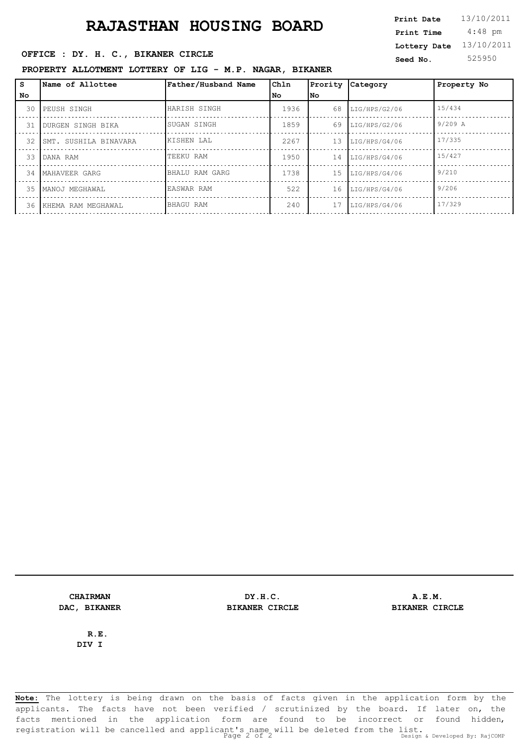# RAJASTHAN HOUSING BOARD

**Print Date** 13/10/2011
**Print Time** 4:48 pm
**Lottery Date** 13/10/2011
**Seed No.** 525950

**OFFICE : DY. H. C., BIKANER CIRCLE**

**PROPERTY ALLOTMENT LOTTERY OF LIG - M.P. NAGAR, BIKANER**

| S No | Name of Allottee | Father/Husband Name | Chln No | Prority No | Category | Property No |
|---|---|---|---|---|---|---|
| 30 | PEUSH SINGH | HARISH SINGH | 1936 | 68 | LIG/HPS/G2/06 | 15/434 |
| 31 | DURGEN SINGH BIKA | SUGAN SINGH | 1859 | 69 | LIG/HPS/G2/06 | 9/209 A |
| 32 | SMT. SUSHILA BINAVARA | KISHEN LAL | 2267 | 13 | LIG/HPS/G4/06 | 17/335 |
| 33 | DANA RAM | TEEKU RAM | 1950 | 14 | LIG/HPS/G4/06 | 15/427 |
| 34 | MAHAVEER GARG | BHALU RAM GARG | 1738 | 15 | LIG/HPS/G4/06 | 9/210 |
| 35 | MANOJ MEGHAWAL | EASWAR RAM | 522 | 16 | LIG/HPS/G4/06 | 9/206 |
| 36 | KHEMA RAM MEGHAWAL | BHAGU RAM | 240 | 17 | LIG/HPS/G4/06 | 17/329 |

**CHAIRMAN**
**DAC, BIKANER**

**DY.H.C.**
**BIKANER CIRCLE**

**A.E.M.**
**BIKANER CIRCLE**

**R.E.**
**DIV I**

**Note:** The lottery is being drawn on the basis of facts given in the application form by the applicants. The facts have not been verified / scrutinized by the board. If later on, the facts mentioned in the application form are found to be incorrect or found hidden, registration will be cancelled and applicant's name will be deleted from the list.

Design & Developed By: RajCOMP